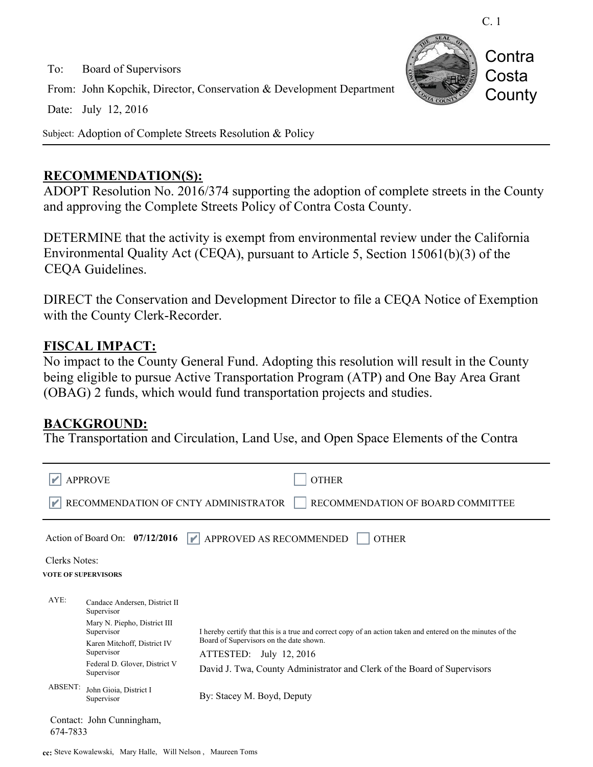C. 1

Contra Costa County

To: Board of Supervisors

From: John Kopchik, Director, Conservation & Development Department

Date: July 12, 2016

Subject: Adoption of Complete Streets Resolution & Policy

## RECOMMENDATION(S):

ADOPT Resolution No. 2016/374 supporting the adoption of complete streets in the County and approving the Complete Streets Policy of Contra Costa County.

DETERMINE that the activity is exempt from environmental review under the California Environmental Quality Act (CEQA), pursuant to Article 5, Section 15061(b)(3) of the CEQA Guidelines.

DIRECT the Conservation and Development Director to file a CEQA Notice of Exemption with the County Clerk-Recorder.

## FISCAL IMPACT:

No impact to the County General Fund. Adopting this resolution will result in the County being eligible to pursue Active Transportation Program (ATP) and One Bay Area Grant (OBAG) 2 funds, which would fund transportation projects and studies.

## BACKGROUND:

The Transportation and Circulation, Land Use, and Open Space Elements of the Contra

---

☑ APPROVE ☐ OTHER

☑ RECOMMENDATION OF CNTY ADMINISTRATOR ☐ RECOMMENDATION OF BOARD COMMITTEE

Action of Board On: **07/12/2016** ☑ APPROVED AS RECOMMENDED ☐ OTHER

Clerks Notes:

**VOTE OF SUPERVISORS**

AYE:
- Candace Andersen, District II Supervisor
- Mary N. Piepho, District III Supervisor
- Karen Mitchoff, District IV Supervisor
- Federal D. Glover, District V Supervisor

ABSENT:
- John Gioia, District I Supervisor

I hereby certify that this is a true and correct copy of an action taken and entered on the minutes of the Board of Supervisors on the date shown.

ATTESTED: July 12, 2016

David J. Twa, County Administrator and Clerk of the Board of Supervisors

By: Stacey M. Boyd, Deputy

Contact: John Cunningham, 674-7833

cc: Steve Kowalewski, Mary Halle, Will Nelson , Maureen Toms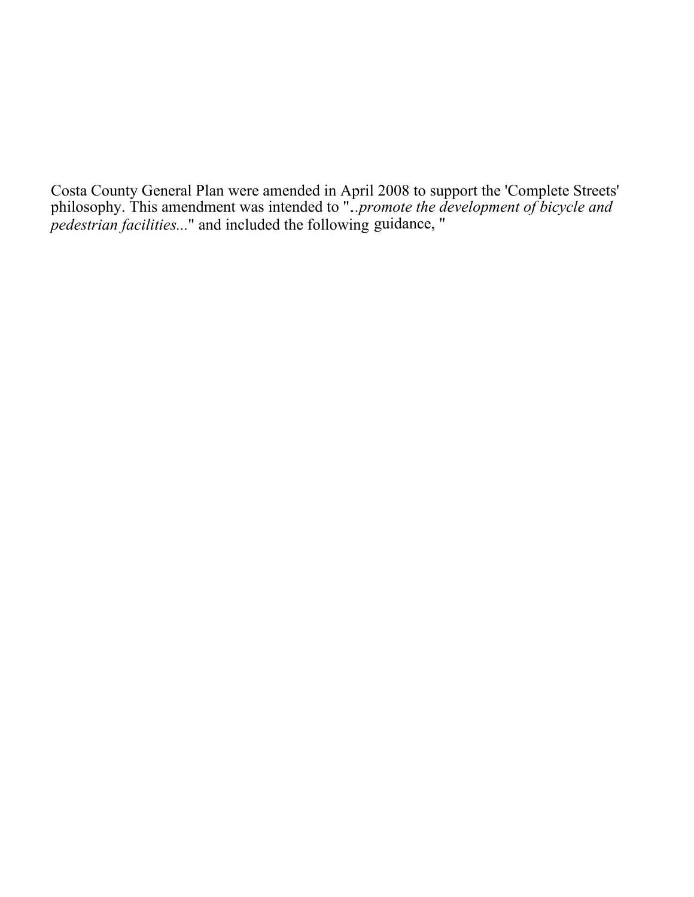Costa County General Plan were amended in April 2008 to support the 'Complete Streets' philosophy. This amendment was intended to "..*promote the development of bicycle and pedestrian facilities*..." and included the following guidance, "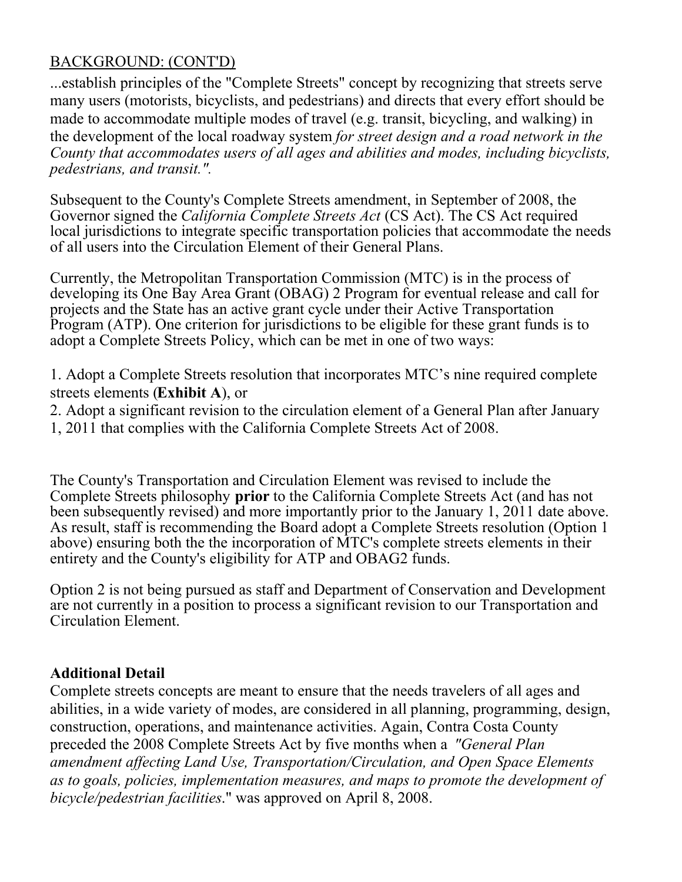BACKGROUND: (CONT'D)

...establish principles of the "Complete Streets" concept by recognizing that streets serve many users (motorists, bicyclists, and pedestrians) and directs that every effort should be made to accommodate multiple modes of travel (e.g. transit, bicycling, and walking) in the development of the local roadway system *for street design and a road network in the County that accommodates users of all ages and abilities and modes, including bicyclists, pedestrians, and transit."*.

Subsequent to the County's Complete Streets amendment, in September of 2008, the Governor signed the *California Complete Streets Act* (CS Act). The CS Act required local jurisdictions to integrate specific transportation policies that accommodate the needs of all users into the Circulation Element of their General Plans.

Currently, the Metropolitan Transportation Commission (MTC) is in the process of developing its One Bay Area Grant (OBAG) 2 Program for eventual release and call for projects and the State has an active grant cycle under their Active Transportation Program (ATP). One criterion for jurisdictions to be eligible for these grant funds is to adopt a Complete Streets Policy, which can be met in one of two ways:

1. Adopt a Complete Streets resolution that incorporates MTC's nine required complete streets elements (**Exhibit A**), or
2. Adopt a significant revision to the circulation element of a General Plan after January 1, 2011 that complies with the California Complete Streets Act of 2008.

The County's Transportation and Circulation Element was revised to include the Complete Streets philosophy **prior** to the California Complete Streets Act (and has not been subsequently revised) and more importantly prior to the January 1, 2011 date above. As result, staff is recommending the Board adopt a Complete Streets resolution (Option 1 above) ensuring both the the incorporation of MTC's complete streets elements in their entirety and the County's eligibility for ATP and OBAG2 funds.

Option 2 is not being pursued as staff and Department of Conservation and Development are not currently in a position to process a significant revision to our Transportation and Circulation Element.

**Additional Detail**

Complete streets concepts are meant to ensure that the needs travelers of all ages and abilities, in a wide variety of modes, are considered in all planning, programming, design, construction, operations, and maintenance activities. Again, Contra Costa County preceded the 2008 Complete Streets Act by five months when a *"General Plan amendment affecting Land Use, Transportation/Circulation, and Open Space Elements as to goals, policies, implementation measures, and maps to promote the development of bicycle/pedestrian facilities*." was approved on April 8, 2008.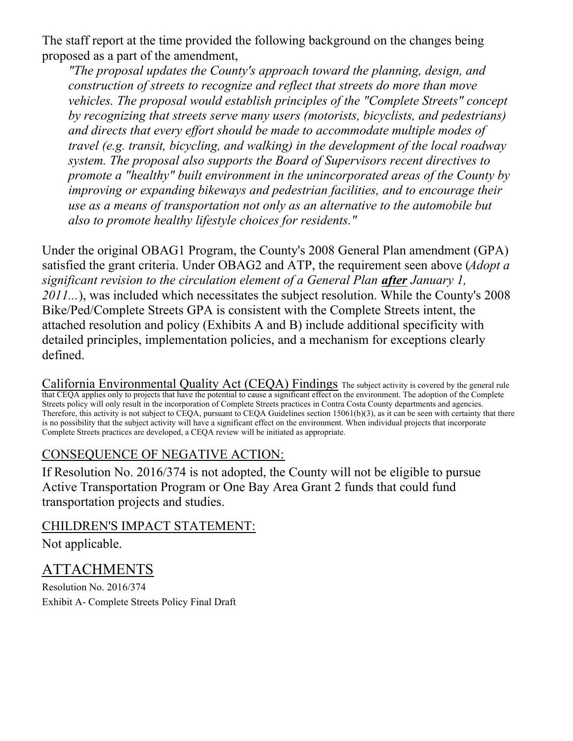The staff report at the time provided the following background on the changes being proposed as a part of the amendment,

> *"The proposal updates the County's approach toward the planning, design, and construction of streets to recognize and reflect that streets do more than move vehicles. The proposal would establish principles of the "Complete Streets" concept by recognizing that streets serve many users (motorists, bicyclists, and pedestrians) and directs that every effort should be made to accommodate multiple modes of travel (e.g. transit, bicycling, and walking) in the development of the local roadway system. The proposal also supports the Board of Supervisors recent directives to promote a "healthy" built environment in the unincorporated areas of the County by improving or expanding bikeways and pedestrian facilities, and to encourage their use as a means of transportation not only as an alternative to the automobile but also to promote healthy lifestyle choices for residents."*

Under the original OBAG1 Program, the County's 2008 General Plan amendment (GPA) satisfied the grant criteria. Under OBAG2 and ATP, the requirement seen above (*Adopt a significant revision to the circulation element of a General Plan **after** January 1, 2011...*), was included which necessitates the subject resolution. While the County's 2008 Bike/Ped/Complete Streets GPA is consistent with the Complete Streets intent, the attached resolution and policy (Exhibits A and B) include additional specificity with detailed principles, implementation policies, and a mechanism for exceptions clearly defined.

California Environmental Quality Act (CEQA) Findings The subject activity is covered by the general rule that CEQA applies only to projects that have the potential to cause a significant effect on the environment. The adoption of the Complete Streets policy will only result in the incorporation of Complete Streets practices in Contra Costa County departments and agencies. Therefore, this activity is not subject to CEQA, pursuant to CEQA Guidelines section 15061(b)(3), as it can be seen with certainty that there is no possibility that the subject activity will have a significant effect on the environment. When individual projects that incorporate Complete Streets practices are developed, a CEQA review will be initiated as appropriate.

## CONSEQUENCE OF NEGATIVE ACTION:

If Resolution No. 2016/374 is not adopted, the County will not be eligible to pursue Active Transportation Program or One Bay Area Grant 2 funds that could fund transportation projects and studies.

## CHILDREN'S IMPACT STATEMENT:

Not applicable.

# ATTACHMENTS

Resolution No. 2016/374

Exhibit A- Complete Streets Policy Final Draft